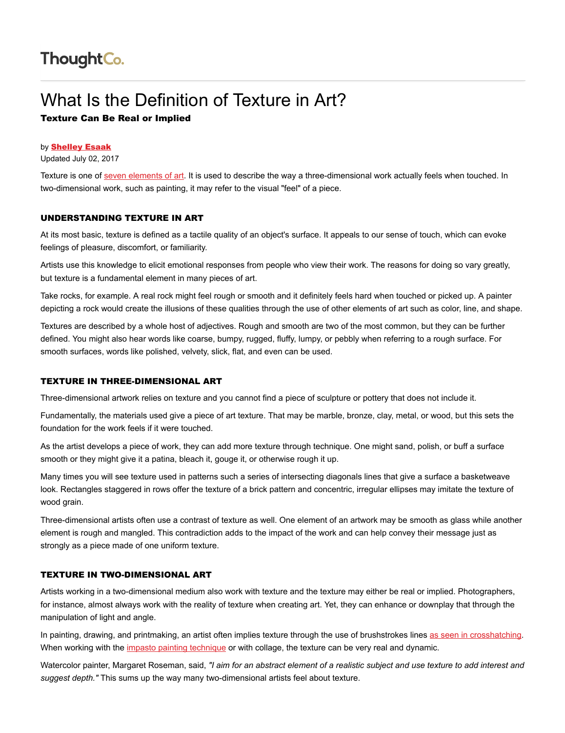ThoughtCo.

# What Is the Definition of Texture in Art?

**Texture Can Be Real or Implied**

by **Shelley Esaak**

Updated July 02, 2017

Texture is one of seven elements of art. It is used to describe the way a three-dimensional work actually feels when touched. In two-dimensional work, such as painting, it may refer to the visual "feel" of a piece.

## UNDERSTANDING TEXTURE IN ART

At its most basic, texture is defined as a tactile quality of an object's surface. It appeals to our sense of touch, which can evoke feelings of pleasure, discomfort, or familiarity.

Artists use this knowledge to elicit emotional responses from people who view their work. The reasons for doing so vary greatly, but texture is a fundamental element in many pieces of art.

Take rocks, for example. A real rock might feel rough or smooth and it definitely feels hard when touched or picked up. A painter depicting a rock would create the illusions of these qualities through the use of other elements of art such as color, line, and shape.

Textures are described by a whole host of adjectives. Rough and smooth are two of the most common, but they can be further defined. You might also hear words like coarse, bumpy, rugged, fluffy, lumpy, or pebbly when referring to a rough surface. For smooth surfaces, words like polished, velvety, slick, flat, and even can be used.

## TEXTURE IN THREE-DIMENSIONAL ART

Three-dimensional artwork relies on texture and you cannot find a piece of sculpture or pottery that does not include it.

Fundamentally, the materials used give a piece of art texture. That may be marble, bronze, clay, metal, or wood, but this sets the foundation for the work feels if it were touched.

As the artist develops a piece of work, they can add more texture through technique. One might sand, polish, or buff a surface smooth or they might give it a patina, bleach it, gouge it, or otherwise rough it up.

Many times you will see texture used in patterns such a series of intersecting diagonals lines that give a surface a basketweave look. Rectangles staggered in rows offer the texture of a brick pattern and concentric, irregular ellipses may imitate the texture of wood grain.

Three-dimensional artists often use a contrast of texture as well. One element of an artwork may be smooth as glass while another element is rough and mangled. This contradiction adds to the impact of the work and can help convey their message just as strongly as a piece made of one uniform texture.

## TEXTURE IN TWO-DIMENSIONAL ART

Artists working in a two-dimensional medium also work with texture and the texture may either be real or implied. Photographers, for instance, almost always work with the reality of texture when creating art. Yet, they can enhance or downplay that through the manipulation of light and angle.

In painting, drawing, and printmaking, an artist often implies texture through the use of brushstrokes lines as seen in crosshatching. When working with the impasto painting technique or with collage, the texture can be very real and dynamic.

Watercolor painter, Margaret Roseman, said, *"I aim for an abstract element of a realistic subject and use texture to add interest and suggest depth."* This sums up the way many two-dimensional artists feel about texture.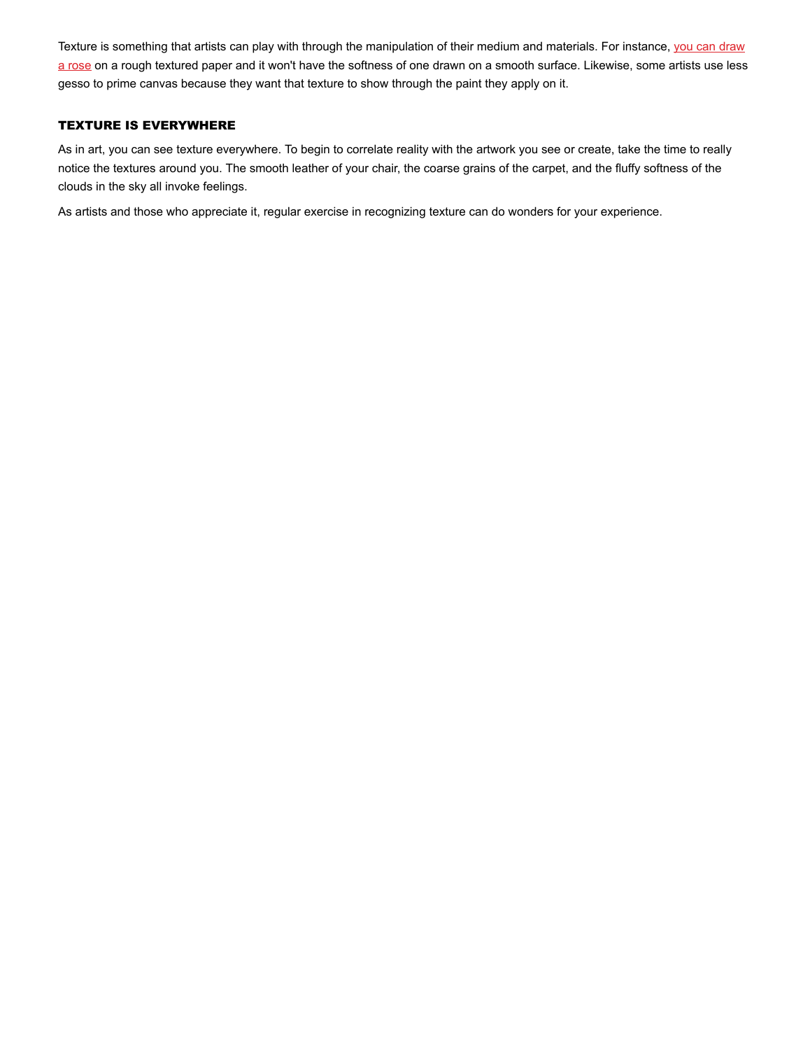Texture is something that artists can play with through the manipulation of their medium and materials. For instance, you can draw a rose on a rough textured paper and it won't have the softness of one drawn on a smooth surface. Likewise, some artists use less gesso to prime canvas because they want that texture to show through the paint they apply on it.

### TEXTURE IS EVERYWHERE

As in art, you can see texture everywhere. To begin to correlate reality with the artwork you see or create, take the time to really notice the textures around you. The smooth leather of your chair, the coarse grains of the carpet, and the fluffy softness of the clouds in the sky all invoke feelings.

As artists and those who appreciate it, regular exercise in recognizing texture can do wonders for your experience.